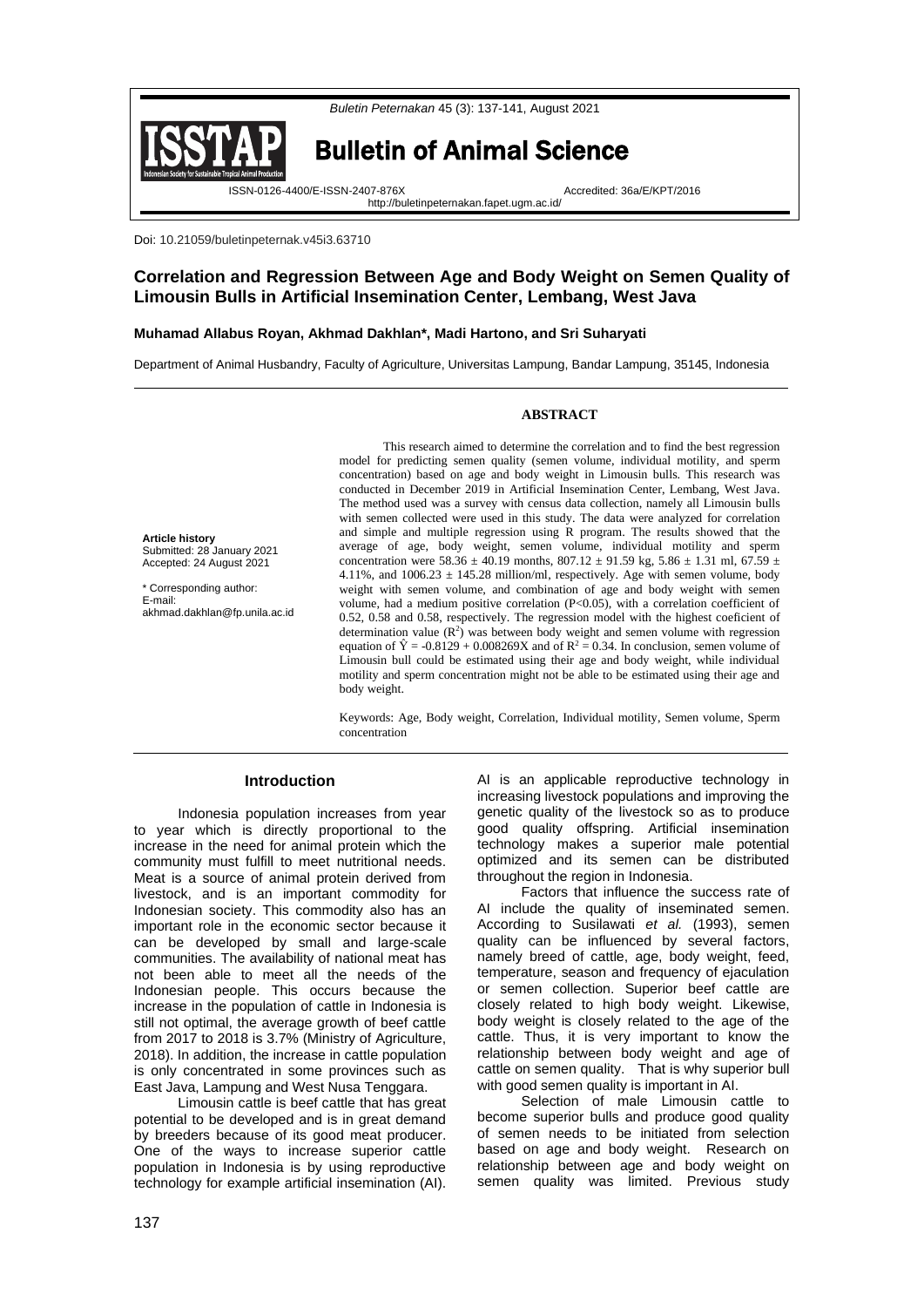Doi: 10.21059/buletinpeternak.v45i3.63710

# Correlation and Regression Between Age and Body Weight on Semen Quality of Limousin Bulls in Artificial Insemination Center, Lembang, West Java

**Muhamad Allabus Royan, Akhmad Dakhlan\*, Madi Hartono, and Sri Suharyati**

Department of Animal Husbandry, Faculty of Agriculture, Universitas Lampung, Bandar Lampung, 35145, Indonesia

**Article history**
Submitted: 28 January 2021
Accepted: 24 August 2021

\* Corresponding author:
E-mail:
akhmad.dakhlan@fp.unila.ac.id

## ABSTRACT

This research aimed to determine the correlation and to find the best regression model for predicting semen quality (semen volume, individual motility, and sperm concentration) based on age and body weight in Limousin bulls. This research was conducted in December 2019 in Artificial Insemination Center, Lembang, West Java. The method used was a survey with census data collection, namely all Limousin bulls with semen collected were used in this study. The data were analyzed for correlation and simple and multiple regression using R program. The results showed that the average of age, body weight, semen volume, individual motility and sperm concentration were 58.36 ± 40.19 months, 807.12 ± 91.59 kg, 5.86 ± 1.31 ml, 67.59 ± 4.11%, and 1006.23 ± 145.28 million/ml, respectively. Age with semen volume, body weight with semen volume, and combination of age and body weight with semen volume, had a medium positive correlation ($P<0.05$), with a correlation coefficient of 0.52, 0.58 and 0.58, respectively. The regression model with the highest coeficient of determination value ($R^2$) was between body weight and semen volume with regression equation of $\hat{Y} = -0.8129 + 0.008269X$ and of $R^2 = 0.34$. In conclusion, semen volume of Limousin bull could be estimated using their age and body weight, while individual motility and sperm concentration might not be able to be estimated using their age and body weight.

Keywords: Age, Body weight, Correlation, Individual motility, Semen volume, Sperm concentration

## Introduction

Indonesia population increases from year to year which is directly proportional to the increase in the need for animal protein which the community must fulfill to meet nutritional needs. Meat is a source of animal protein derived from livestock, and is an important commodity for Indonesian society. This commodity also has an important role in the economic sector because it can be developed by small and large-scale communities. The availability of national meat has not been able to meet all the needs of the Indonesian people. This occurs because the increase in the population of cattle in Indonesia is still not optimal, the average growth of beef cattle from 2017 to 2018 is 3.7% (Ministry of Agriculture, 2018). In addition, the increase in cattle population is only concentrated in some provinces such as East Java, Lampung and West Nusa Tenggara.

Limousin cattle is beef cattle that has great potential to be developed and is in great demand by breeders because of its good meat producer. One of the ways to increase superior cattle population in Indonesia is by using reproductive technology for example artificial insemination (AI). AI is an applicable reproductive technology in increasing livestock populations and improving the genetic quality of the livestock so as to produce good quality offspring. Artificial insemination technology makes a superior male potential optimized and its semen can be distributed throughout the region in Indonesia.

Factors that influence the success rate of AI include the quality of inseminated semen. According to Susilawati *et al.* (1993), semen quality can be influenced by several factors, namely breed of cattle, age, body weight, feed, temperature, season and frequency of ejaculation or semen collection. Superior beef cattle are closely related to high body weight. Likewise, body weight is closely related to the age of the cattle. Thus, it is very important to know the relationship between body weight and age of cattle on semen quality. That is why superior bull with good semen quality is important in AI.

Selection of male Limousin cattle to become superior bulls and produce good quality of semen needs to be initiated from selection based on age and body weight. Research on relationship between age and body weight on semen quality was limited. Previous study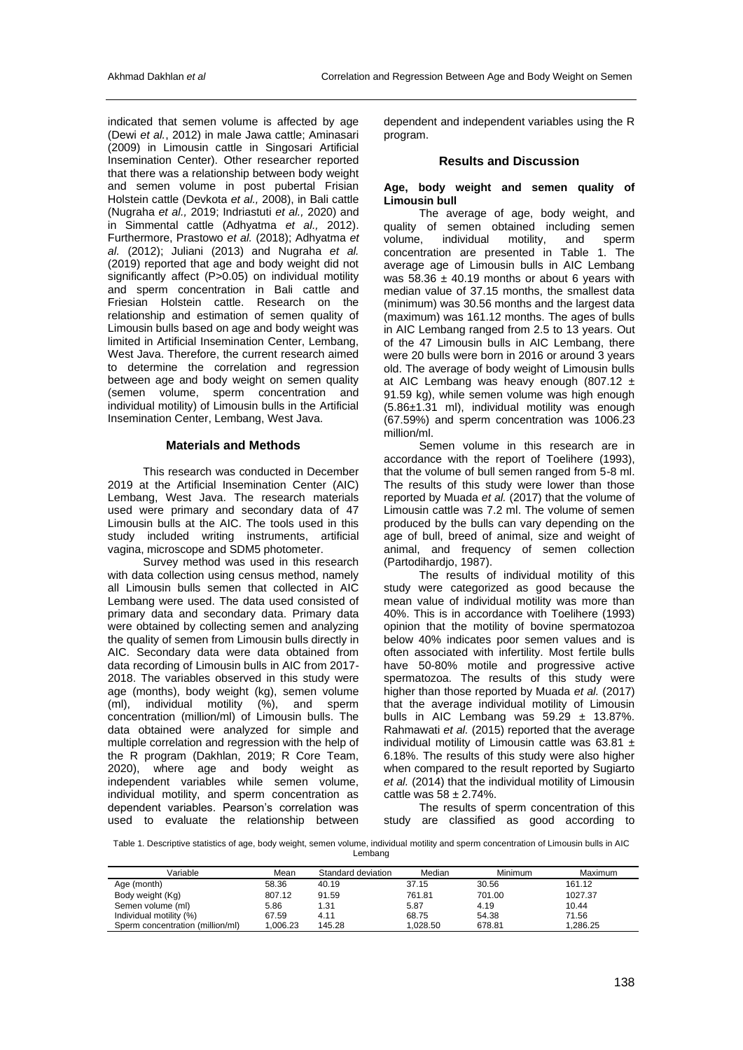indicated that semen volume is affected by age (Dewi *et al.*, 2012) in male Jawa cattle; Aminasari (2009) in Limousin cattle in Singosari Artificial Insemination Center). Other researcher reported that there was a relationship between body weight and semen volume in post pubertal Frisian Holstein cattle (Devkota *et al.,* 2008), in Bali cattle (Nugraha *et al.,* 2019; Indriastuti *et al.,* 2020) and in Simmental cattle (Adhyatma *et al.,* 2012). Furthermore, Prastowo *et al.* (2018); Adhyatma *et al.* (2012); Juliani (2013) and Nugraha *et al.* (2019) reported that age and body weight did not significantly affect (P>0.05) on individual motility and sperm concentration in Bali cattle and Friesian Holstein cattle. Research on the relationship and estimation of semen quality of Limousin bulls based on age and body weight was limited in Artificial Insemination Center, Lembang, West Java. Therefore, the current research aimed to determine the correlation and regression between age and body weight on semen quality (semen volume, sperm concentration and individual motility) of Limousin bulls in the Artificial Insemination Center, Lembang, West Java.

## Materials and Methods

This research was conducted in December 2019 at the Artificial Insemination Center (AIC) Lembang, West Java. The research materials used were primary and secondary data of 47 Limousin bulls at the AIC. The tools used in this study included writing instruments, artificial vagina, microscope and SDM5 photometer.

Survey method was used in this research with data collection using census method, namely all Limousin bulls semen that collected in AIC Lembang were used. The data used consisted of primary data and secondary data. Primary data were obtained by collecting semen and analyzing the quality of semen from Limousin bulls directly in AIC. Secondary data were data obtained from data recording of Limousin bulls in AIC from 2017-2018. The variables observed in this study were age (months), body weight (kg), semen volume (ml), individual motility (%), and sperm concentration (million/ml) of Limousin bulls. The data obtained were analyzed for simple and multiple correlation and regression with the help of the R program (Dakhlan, 2019; R Core Team, 2020), where age and body weight as independent variables while semen volume, individual motility, and sperm concentration as dependent variables. Pearson's correlation was used to evaluate the relationship between dependent and independent variables using the R program.

## Results and Discussion

### Age, body weight and semen quality of Limousin bull

The average of age, body weight, and quality of semen obtained including semen volume, individual motility, and sperm concentration are presented in Table 1. The average age of Limousin bulls in AIC Lembang was 58.36 ± 40.19 months or about 6 years with median value of 37.15 months, the smallest data (minimum) was 30.56 months and the largest data (maximum) was 161.12 months. The ages of bulls in AIC Lembang ranged from 2.5 to 13 years. Out of the 47 Limousin bulls in AIC Lembang, there were 20 bulls were born in 2016 or around 3 years old. The average of body weight of Limousin bulls at AIC Lembang was heavy enough (807.12 ± 91.59 kg), while semen volume was high enough (5.86±1.31 ml), individual motility was enough (67.59%) and sperm concentration was 1006.23 million/ml.

Semen volume in this research are in accordance with the report of Toelihere (1993), that the volume of bull semen ranged from 5-8 ml. The results of this study were lower than those reported by Muada *et al.* (2017) that the volume of Limousin cattle was 7.2 ml. The volume of semen produced by the bulls can vary depending on the age of bull, breed of animal, size and weight of animal, and frequency of semen collection (Partodihardjo, 1987).

The results of individual motility of this study were categorized as good because the mean value of individual motility was more than 40%. This is in accordance with Toelihere (1993) opinion that the motility of bovine spermatozoa below 40% indicates poor semen values and is often associated with infertility. Most fertile bulls have 50-80% motile and progressive active spermatozoa. The results of this study were higher than those reported by Muada *et al.* (2017) that the average individual motility of Limousin bulls in AIC Lembang was 59.29 ± 13.87%. Rahmawati *et al.* (2015) reported that the average individual motility of Limousin cattle was 63.81 ± 6.18%. The results of this study were also higher when compared to the result reported by Sugiarto *et al.* (2014) that the individual motility of Limousin cattle was 58 ± 2.74%.

The results of sperm concentration of this study are classified as good according to

Table 1. Descriptive statistics of age, body weight, semen volume, individual motility and sperm concentration of Limousin bulls in AIC Lembang

| Variable | Mean | Standard deviation | Median | Minimum | Maximum |
|---|---|---|---|---|---|
| Age (month) | 58.36 | 40.19 | 37.15 | 30.56 | 161.12 |
| Body weight (Kg) | 807.12 | 91.59 | 761.81 | 701.00 | 1027.37 |
| Semen volume (ml) | 5.86 | 1.31 | 5.87 | 4.19 | 10.44 |
| Individual motility (%) | 67.59 | 4.11 | 68.75 | 54.38 | 71.56 |
| Sperm concentration (million/ml) | 1,006.23 | 145.28 | 1,028.50 | 678.81 | 1,286.25 |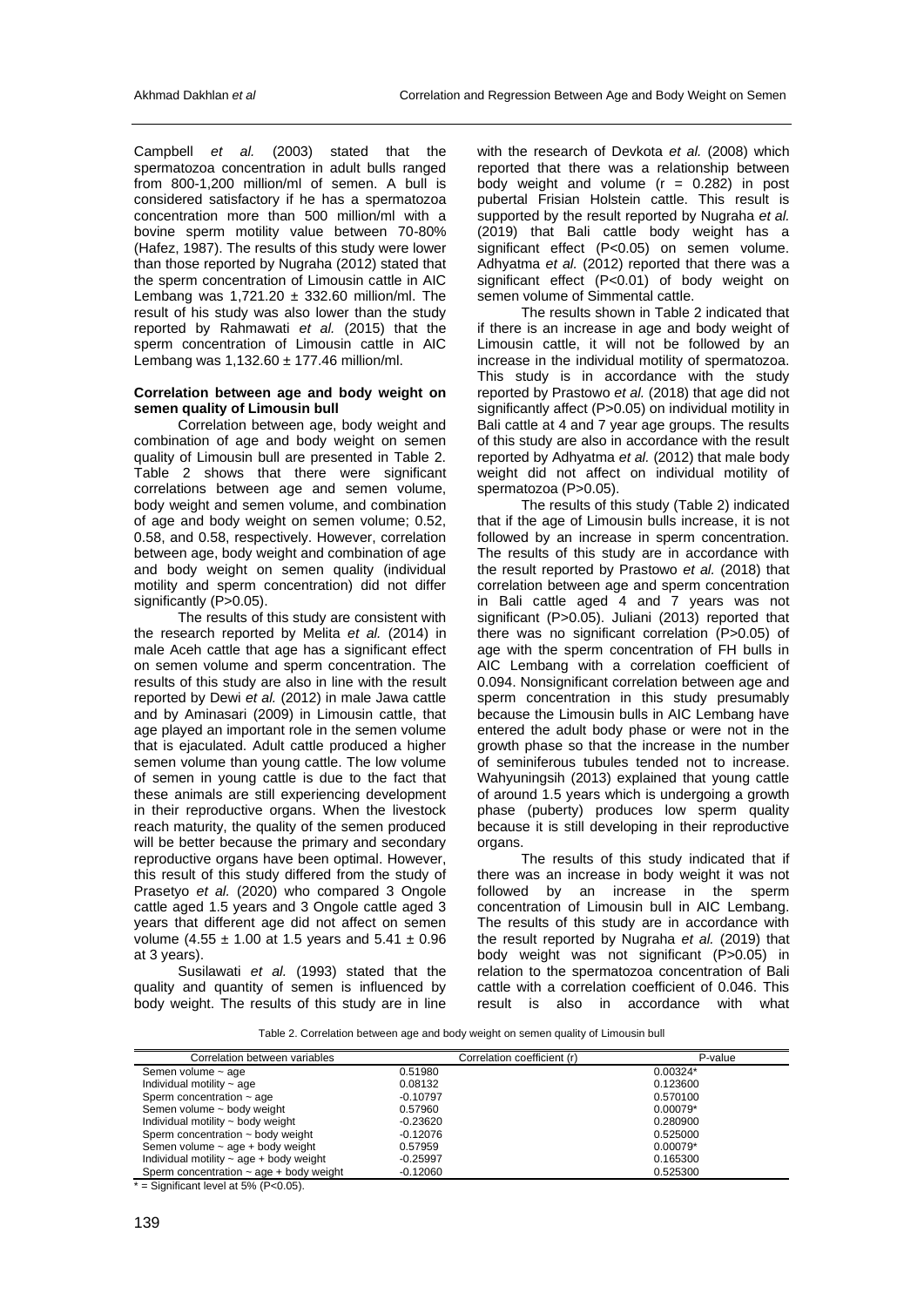Campbell *et al.* (2003) stated that the spermatozoa concentration in adult bulls ranged from 800-1,200 million/ml of semen. A bull is considered satisfactory if he has a spermatozoa concentration more than 500 million/ml with a bovine sperm motility value between 70-80% (Hafez, 1987). The results of this study were lower than those reported by Nugraha (2012) stated that the sperm concentration of Limousin cattle in AIC Lembang was 1,721.20 ± 332.60 million/ml. The result of his study was also lower than the study reported by Rahmawati *et al.* (2015) that the sperm concentration of Limousin cattle in AIC Lembang was 1,132.60 ± 177.46 million/ml.

### Correlation between age and body weight on semen quality of Limousin bull

Correlation between age, body weight and combination of age and body weight on semen quality of Limousin bull are presented in Table 2. Table 2 shows that there were significant correlations between age and semen volume, body weight and semen volume, and combination of age and body weight on semen volume; 0.52, 0.58, and 0.58, respectively. However, correlation between age, body weight and combination of age and body weight on semen quality (individual motility and sperm concentration) did not differ significantly (P>0.05).

The results of this study are consistent with the research reported by Melita *et al.* (2014) in male Aceh cattle that age has a significant effect on semen volume and sperm concentration. The results of this study are also in line with the result reported by Dewi *et al.* (2012) in male Jawa cattle and by Aminasari (2009) in Limousin cattle, that age played an important role in the semen volume that is ejaculated. Adult cattle produced a higher semen volume than young cattle. The low volume of semen in young cattle is due to the fact that these animals are still experiencing development in their reproductive organs. When the livestock reach maturity, the quality of the semen produced will be better because the primary and secondary reproductive organs have been optimal. However, this result of this study differed from the study of Prasetyo *et al.* (2020) who compared 3 Ongole cattle aged 1.5 years and 3 Ongole cattle aged 3 years that different age did not affect on semen volume (4.55 ± 1.00 at 1.5 years and 5.41 ± 0.96 at 3 years).

Susilawati *et al.* (1993) stated that the quality and quantity of semen is influenced by body weight. The results of this study are in line with the research of Devkota *et al.* (2008) which reported that there was a relationship between body weight and volume (r = 0.282) in post pubertal Frisian Holstein cattle. This result is supported by the result reported by Nugraha *et al.* (2019) that Bali cattle body weight has a significant effect (P<0.05) on semen volume. Adhyatma *et al.* (2012) reported that there was a significant effect (P<0.01) of body weight on semen volume of Simmental cattle.

The results shown in Table 2 indicated that if there is an increase in age and body weight of Limousin cattle, it will not be followed by an increase in the individual motility of spermatozoa. This study is in accordance with the study reported by Prastowo *et al.* (2018) that age did not significantly affect (P>0.05) on individual motility in Bali cattle at 4 and 7 year age groups. The results of this study are also in accordance with the result reported by Adhyatma *et al.* (2012) that male body weight did not affect on individual motility of spermatozoa (P>0.05).

The results of this study (Table 2) indicated that if the age of Limousin bulls increase, it is not followed by an increase in sperm concentration. The results of this study are in accordance with the result reported by Prastowo *et al.* (2018) that correlation between age and sperm concentration in Bali cattle aged 4 and 7 years was not significant (P>0.05). Juliani (2013) reported that there was no significant correlation (P>0.05) of age with the sperm concentration of FH bulls in AIC Lembang with a correlation coefficient of 0.094. Nonsignificant correlation between age and sperm concentration in this study presumably because the Limousin bulls in AIC Lembang have entered the adult body phase or were not in the growth phase so that the increase in the number of seminiferous tubules tended not to increase. Wahyuningsih (2013) explained that young cattle of around 1.5 years which is undergoing a growth phase (puberty) produces low sperm quality because it is still developing in their reproductive organs.

The results of this study indicated that if there was an increase in body weight it was not followed by an increase in the sperm concentration of Limousin bull in AIC Lembang. The results of this study are in accordance with the result reported by Nugraha *et al.* (2019) that body weight was not significant (P>0.05) in relation to the spermatozoa concentration of Bali cattle with a correlation coefficient of 0.046. This result is also in accordance with what

Table 2. Correlation between age and body weight on semen quality of Limousin bull

| Correlation between variables | Correlation coefficient (r) | P-value |
|---|---|---|
| Semen volume ~ age | 0.51980 | 0.00324* |
| Individual motility ~ age | 0.08132 | 0.123600 |
| Sperm concentration ~ age | -0.10797 | 0.570100 |
| Semen volume ~ body weight | 0.57960 | 0.00079* |
| Individual motility ~ body weight | -0.23620 | 0.280900 |
| Sperm concentration ~ body weight | -0.12076 | 0.525000 |
| Semen volume ~ age + body weight | 0.57959 | 0.00079* |
| Individual motility ~ age + body weight | -0.25997 | 0.165300 |
| Sperm concentration ~ age + body weight | -0.12060 | 0.525300 |

* = Significant level at 5% (P<0.05).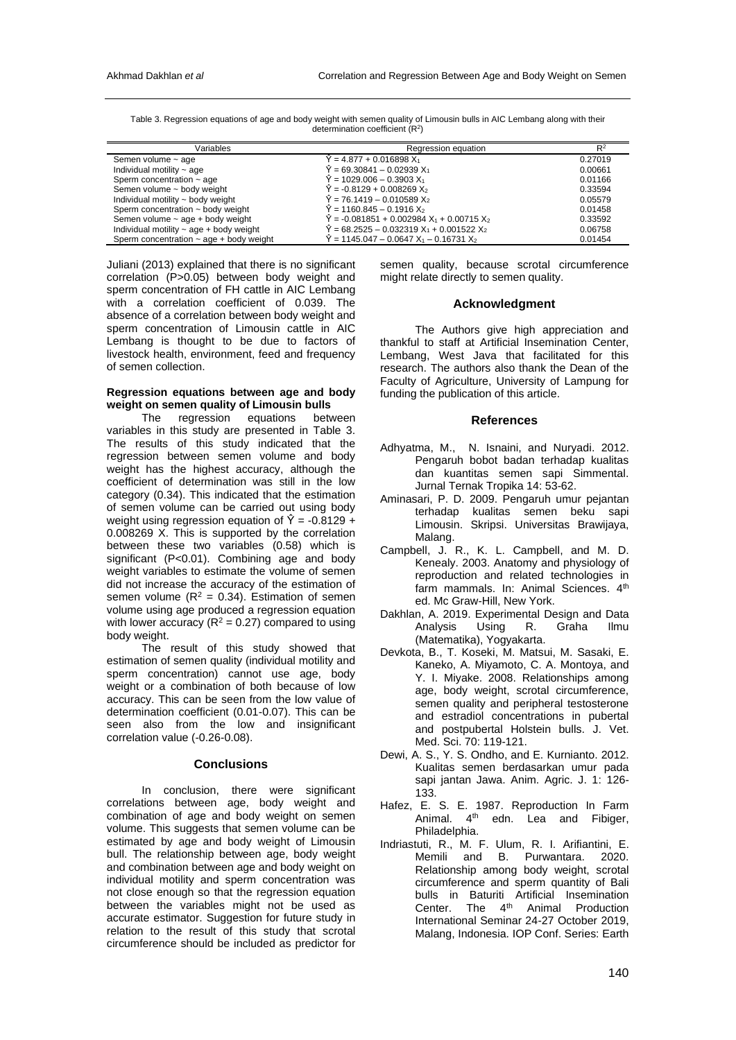Table 3. Regression equations of age and body weight with semen quality of Limousin bulls in AIC Lembang along with their determination coefficient ($R^2$)

| Variables | Regression equation | $R^2$ |
|---|---|---|
| Semen volume ~ age | $\hat{Y} = 4.877 + 0.016898\ X_1$ | 0.27019 |
| Individual motility ~ age | $\hat{Y} = 69.30841 - 0.02939\ X_1$ | 0.00661 |
| Sperm concentration ~ age | $\hat{Y} = 1029.006 - 0.3903\ X_1$ | 0.01166 |
| Semen volume ~ body weight | $\hat{Y} = -0.8129 + 0.008269\ X_2$ | 0.33594 |
| Individual motility ~ body weight | $\hat{Y} = 76.1419 - 0.010589\ X_2$ | 0.05579 |
| Sperm concentration ~ body weight | $\hat{Y} = 1160.845 - 0.1916\ X_2$ | 0.01458 |
| Semen volume ~ age + body weight | $\hat{Y} = -0.081851 + 0.002984\ X_1 + 0.00715\ X_2$ | 0.33592 |
| Individual motility ~ age + body weight | $\hat{Y} = 68.2525 - 0.032319\ X_1 + 0.001522\ X_2$ | 0.06758 |
| Sperm concentration ~ age + body weight | $\hat{Y} = 1145.047 - 0.0647\ X_1 - 0.16731\ X_2$ | 0.01454 |

Juliani (2013) explained that there is no significant correlation (P>0.05) between body weight and sperm concentration of FH cattle in AIC Lembang with a correlation coefficient of 0.039. The absence of a correlation between body weight and sperm concentration of Limousin cattle in AIC Lembang is thought to be due to factors of livestock health, environment, feed and frequency of semen collection.

**Regression equations between age and body weight on semen quality of Limousin bulls**

The regression equations between variables in this study are presented in Table 3. The results of this study indicated that the regression between semen volume and body weight has the highest accuracy, although the coefficient of determination was still in the low category (0.34). This indicated that the estimation of semen volume can be carried out using body weight using regression equation of $\hat{Y} = -0.8129 + 0.008269\ X$. This is supported by the correlation between these two variables (0.58) which is significant (P<0.01). Combining age and body weight variables to estimate the volume of semen did not increase the accuracy of the estimation of semen volume ($R^2 = 0.34$). Estimation of semen volume using age produced a regression equation with lower accuracy ($R^2 = 0.27$) compared to using body weight.

The result of this study showed that estimation of semen quality (individual motility and sperm concentration) cannot use age, body weight or a combination of both because of low accuracy. This can be seen from the low value of determination coefficient (0.01-0.07). This can be seen also from the low and insignificant correlation value (-0.26-0.08).

## Conclusions

In conclusion, there were significant correlations between age, body weight and combination of age and body weight on semen volume. This suggests that semen volume can be estimated by age and body weight of Limousin bull. The relationship between age, body weight and combination between age and body weight on individual motility and sperm concentration was not close enough so that the regression equation between the variables might not be used as accurate estimator. Suggestion for future study in relation to the result of this study that scrotal circumference should be included as predictor for semen quality, because scrotal circumference might relate directly to semen quality.

## Acknowledgment

The Authors give high appreciation and thankful to staff at Artificial Insemination Center, Lembang, West Java that facilitated for this research. The authors also thank the Dean of the Faculty of Agriculture, University of Lampung for funding the publication of this article.

## References

Adhyatma, M., N. Isnaini, and Nuryadi. 2012. Pengaruh bobot badan terhadap kualitas dan kuantitas semen sapi Simmental. Jurnal Ternak Tropika 14: 53-62.

Aminasari, P. D. 2009. Pengaruh umur pejantan terhadap kualitas semen beku sapi Limousin. Skripsi. Universitas Brawijaya, Malang.

Campbell, J. R., K. L. Campbell, and M. D. Kenealy. 2003. Anatomy and physiology of reproduction and related technologies in farm mammals. In: Animal Sciences. 4th ed. Mc Graw-Hill, New York.

Dakhlan, A. 2019. Experimental Design and Data Analysis Using R. Graha Ilmu (Matematika), Yogyakarta.

Devkota, B., T. Koseki, M. Matsui, M. Sasaki, E. Kaneko, A. Miyamoto, C. A. Montoya, and Y. I. Miyake. 2008. Relationships among age, body weight, scrotal circumference, semen quality and peripheral testosterone and estradiol concentrations in pubertal and postpubertal Holstein bulls. J. Vet. Med. Sci. 70: 119-121.

Dewi, A. S., Y. S. Ondho, and E. Kurnianto. 2012. Kualitas semen berdasarkan umur pada sapi jantan Jawa. Anim. Agric. J. 1: 126-133.

Hafez, E. S. E. 1987. Reproduction In Farm Animal. 4th edn. Lea and Fibiger, Philadelphia.

Indriastuti, R., M. F. Ulum, R. I. Arifiantini, E. Memili and B. Purwantara. 2020. Relationship among body weight, scrotal circumference and sperm quantity of Bali bulls in Baturiti Artificial Insemination Center. The 4th Animal Production International Seminar 24-27 October 2019, Malang, Indonesia. IOP Conf. Series: Earth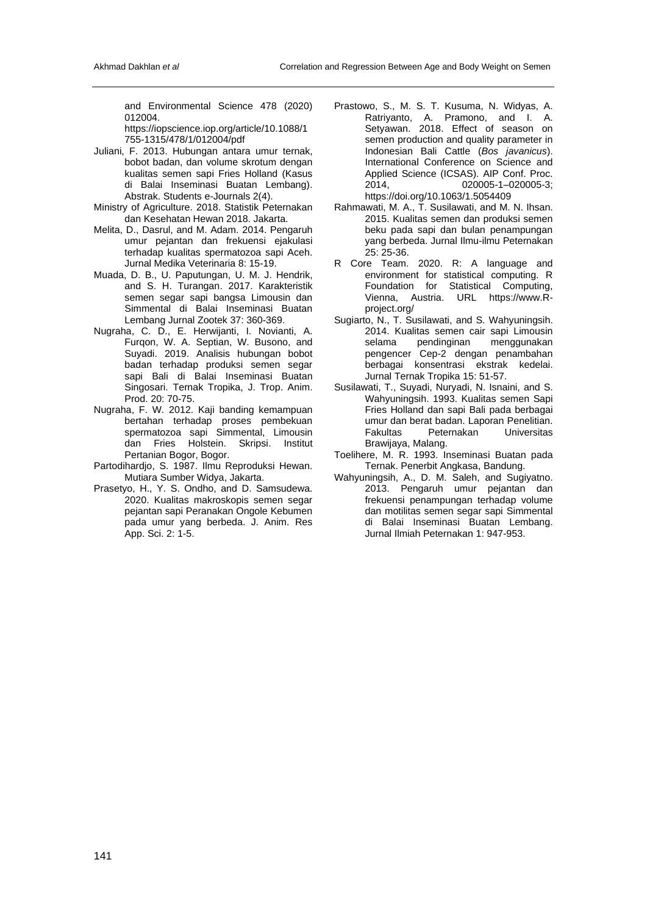and Environmental Science 478 (2020) 012004. https://iopscience.iop.org/article/10.1088/1755-1315/478/1/012004/pdf

Juliani, F. 2013. Hubungan antara umur ternak, bobot badan, dan volume skrotum dengan kualitas semen sapi Fries Holland (Kasus di Balai Inseminasi Buatan Lembang). Abstrak. Students e-Journals 2(4).

Ministry of Agriculture. 2018. Statistik Peternakan dan Kesehatan Hewan 2018. Jakarta.

Melita, D., Dasrul, and M. Adam. 2014. Pengaruh umur pejantan dan frekuensi ejakulasi terhadap kualitas spermatozoa sapi Aceh. Jurnal Medika Veterinaria 8: 15-19.

Muada, D. B., U. Paputungan, U. M. J. Hendrik, and S. H. Turangan. 2017. Karakteristik semen segar sapi bangsa Limousin dan Simmental di Balai Inseminasi Buatan Lembang Jurnal Zootek 37: 360-369.

Nugraha, C. D., E. Herwijanti, I. Novianti, A. Furqon, W. A. Septian, W. Busono, and Suyadi. 2019. Analisis hubungan bobot badan terhadap produksi semen segar sapi Bali di Balai Inseminasi Buatan Singosari. Ternak Tropika, J. Trop. Anim. Prod. 20: 70-75.

Nugraha, F. W. 2012. Kaji banding kemampuan bertahan terhadap proses pembekuan spermatozoa sapi Simmental, Limousin dan Fries Holstein. Skripsi. Institut Pertanian Bogor, Bogor.

Partodihardjo, S. 1987. Ilmu Reproduksi Hewan. Mutiara Sumber Widya, Jakarta.

Prasetyo, H., Y. S. Ondho, and D. Samsudewa. 2020. Kualitas makroskopis semen segar pejantan sapi Peranakan Ongole Kebumen pada umur yang berbeda. J. Anim. Res App. Sci. 2: 1-5.

Prastowo, S., M. S. T. Kusuma, N. Widyas, A. Ratriyanto, A. Pramono, and I. A. Setyawan. 2018. Effect of season on semen production and quality parameter in Indonesian Bali Cattle (*Bos javanicus*). International Conference on Science and Applied Science (ICSAS). AIP Conf. Proc. 2014, 020005-1–020005-3; https://doi.org/10.1063/1.5054409

Rahmawati, M. A., T. Susilawati, and M. N. Ihsan. 2015. Kualitas semen dan produksi semen beku pada sapi dan bulan penampungan yang berbeda. Jurnal Ilmu-ilmu Peternakan 25: 25-36.

R Core Team. 2020. R: A language and environment for statistical computing. R Foundation for Statistical Computing, Vienna, Austria. URL https://www.R-project.org/

Sugiarto, N., T. Susilawati, and S. Wahyuningsih. 2014. Kualitas semen cair sapi Limousin selama pendinginan menggunakan pengencer Cep-2 dengan penambahan berbagai konsentrasi ekstrak kedelai. Jurnal Ternak Tropika 15: 51-57.

Susilawati, T., Suyadi, Nuryadi, N. Isnaini, and S. Wahyuningsih. 1993. Kualitas semen Sapi Fries Holland dan sapi Bali pada berbagai umur dan berat badan. Laporan Penelitian. Fakultas Peternakan Universitas Brawijaya, Malang.

Toelihere, M. R. 1993. Inseminasi Buatan pada Ternak. Penerbit Angkasa, Bandung.

Wahyuningsih, A., D. M. Saleh, and Sugiyatno. 2013. Pengaruh umur pejantan dan frekuensi penampungan terhadap volume dan motilitas semen segar sapi Simmental di Balai Inseminasi Buatan Lembang. Jurnal Ilmiah Peternakan 1: 947-953.